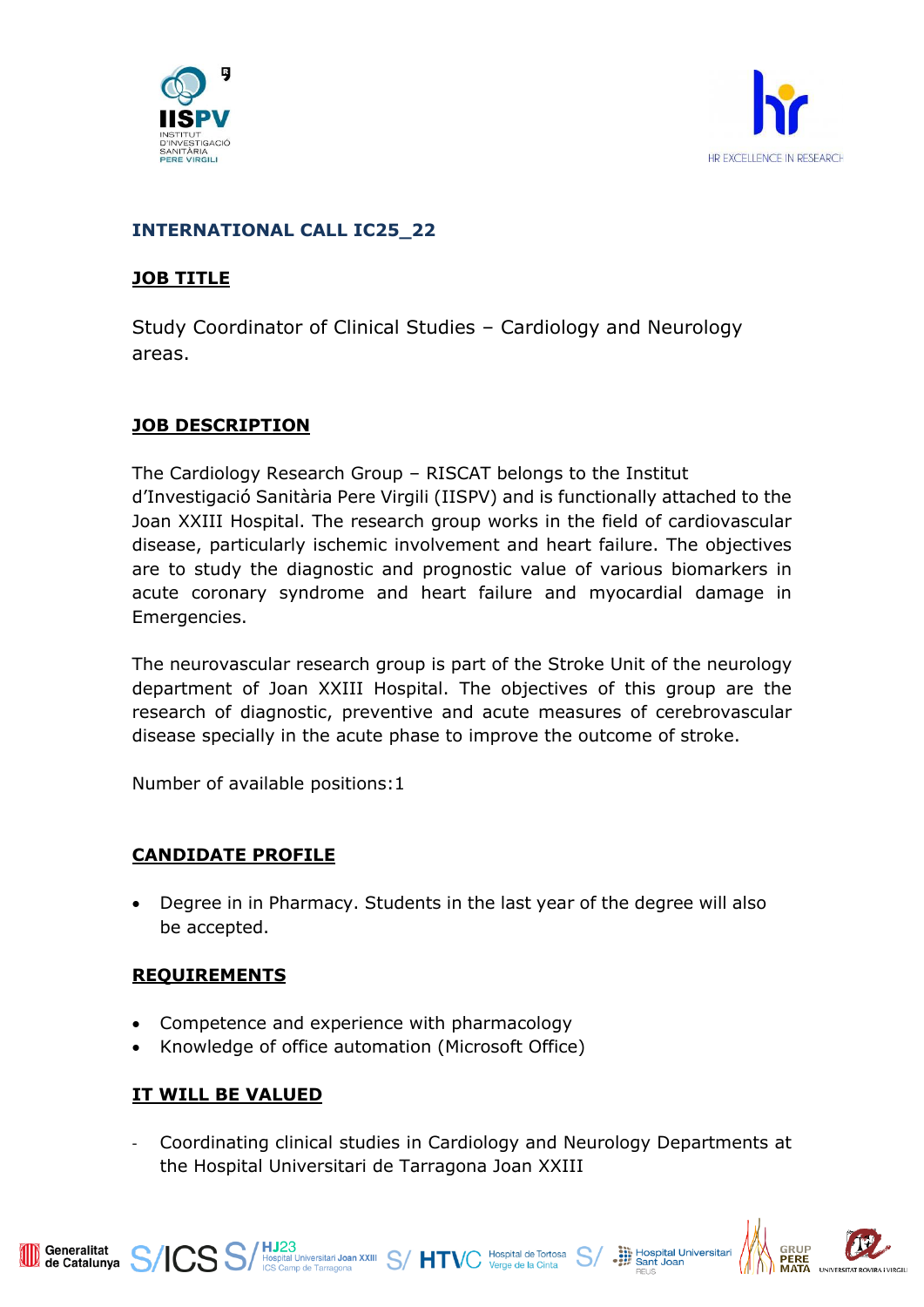**INTERNATIONAL CALL IC25_22**

## JOB TITLE

Study Coordinator of Clinical Studies – Cardiology and Neurology areas.

## JOB DESCRIPTION

The Cardiology Research Group – RISCAT belongs to the Institut d'Investigació Sanitària Pere Virgili (IISPV) and is functionally attached to the Joan XXIII Hospital. The research group works in the field of cardiovascular disease, particularly ischemic involvement and heart failure. The objectives are to study the diagnostic and prognostic value of various biomarkers in acute coronary syndrome and heart failure and myocardial damage in Emergencies.

The neurovascular research group is part of the Stroke Unit of the neurology department of Joan XXIII Hospital. The objectives of this group are the research of diagnostic, preventive and acute measures of cerebrovascular disease specially in the acute phase to improve the outcome of stroke.

Number of available positions:1

## CANDIDATE PROFILE

- Degree in in Pharmacy. Students in the last year of the degree will also be accepted.

## REQUIREMENTS

- Competence and experience with pharmacology
- Knowledge of office automation (Microsoft Office)

## IT WILL BE VALUED

- Coordinating clinical studies in Cardiology and Neurology Departments at the Hospital Universitari de Tarragona Joan XXIII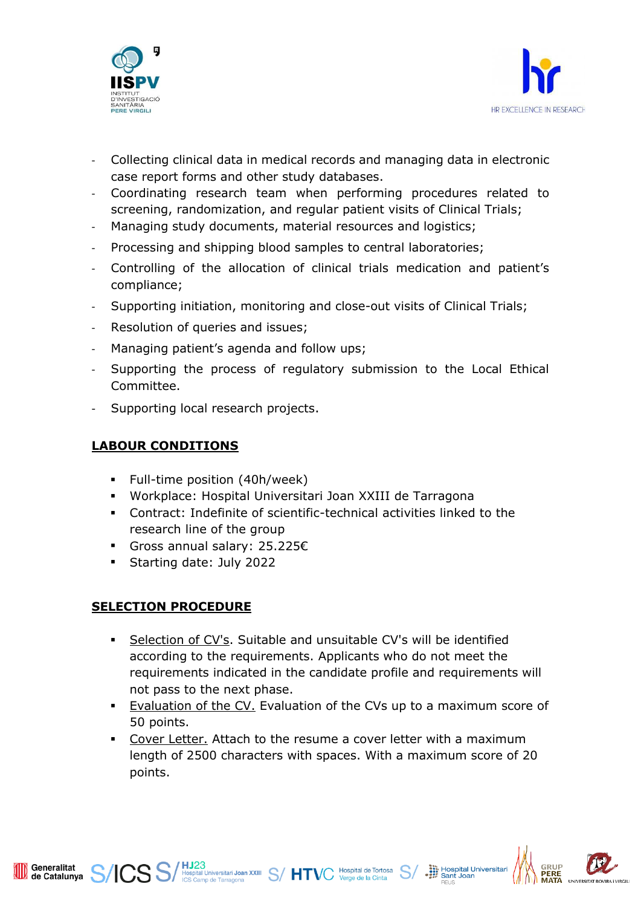- Collecting clinical data in medical records and managing data in electronic case report forms and other study databases.
- Coordinating research team when performing procedures related to screening, randomization, and regular patient visits of Clinical Trials;
- Managing study documents, material resources and logistics;
- Processing and shipping blood samples to central laboratories;
- Controlling of the allocation of clinical trials medication and patient's compliance;
- Supporting initiation, monitoring and close-out visits of Clinical Trials;
- Resolution of queries and issues;
- Managing patient's agenda and follow ups;
- Supporting the process of regulatory submission to the Local Ethical Committee.
- Supporting local research projects.

## LABOUR CONDITIONS

- Full-time position (40h/week)
- Workplace: Hospital Universitari Joan XXIII de Tarragona
- Contract: Indefinite of scientific-technical activities linked to the research line of the group
- Gross annual salary: 25.225€
- Starting date: July 2022

## SELECTION PROCEDURE

- Selection of CV's. Suitable and unsuitable CV's will be identified according to the requirements. Applicants who do not meet the requirements indicated in the candidate profile and requirements will not pass to the next phase.
- Evaluation of the CV. Evaluation of the CVs up to a maximum score of 50 points.
- Cover Letter. Attach to the resume a cover letter with a maximum length of 2500 characters with spaces. With a maximum score of 20 points.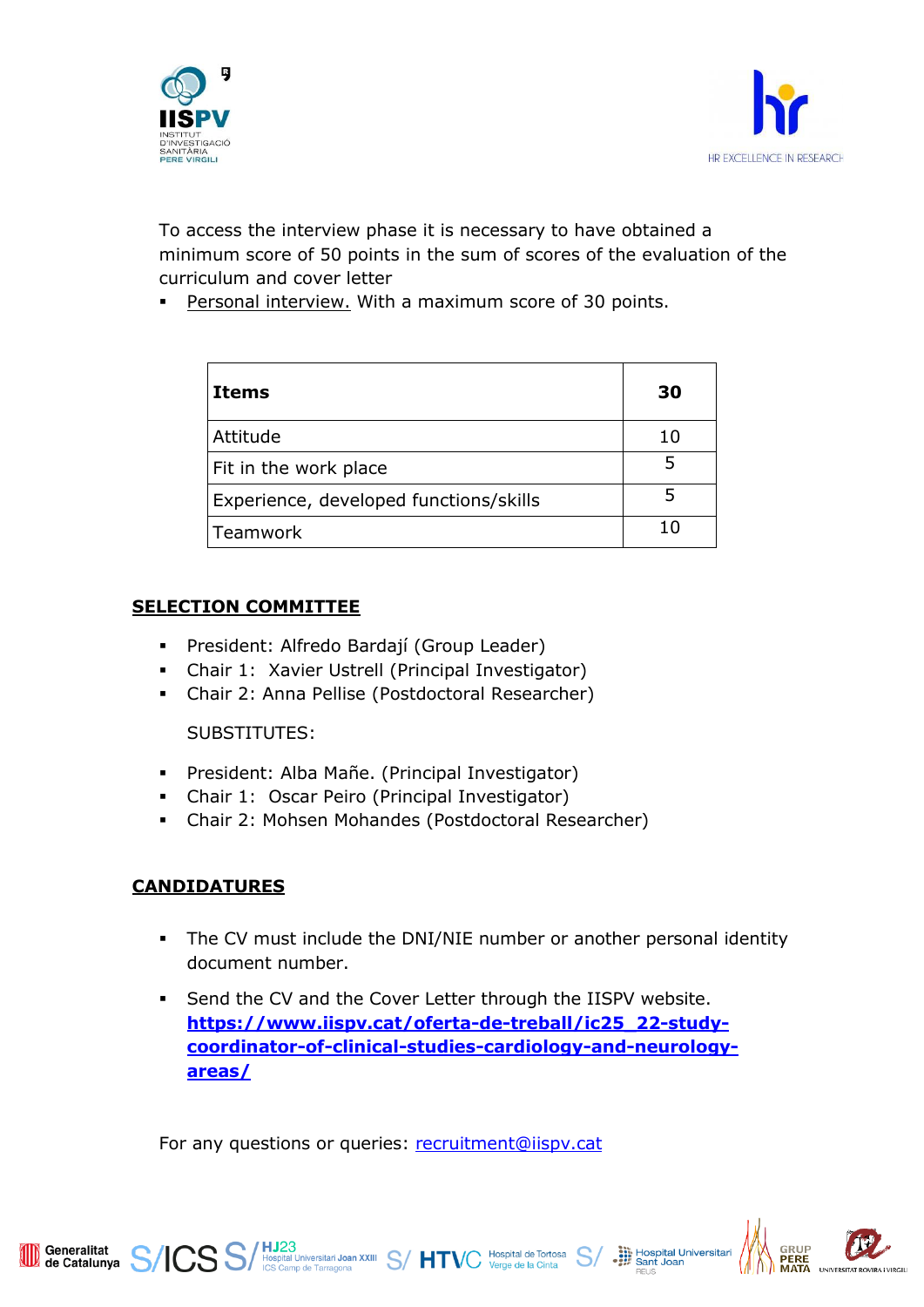To access the interview phase it is necessary to have obtained a minimum score of 50 points in the sum of scores of the evaluation of the curriculum and cover letter

- Personal interview. With a maximum score of 30 points.

| **Items** | **30** |
|---|---|
| Attitude | 10 |
| Fit in the work place | 5 |
| Experience, developed functions/skills | 5 |
| Teamwork | 10 |

## SELECTION COMMITTEE

- President: Alfredo Bardají (Group Leader)
- Chair 1: Xavier Ustrell (Principal Investigator)
- Chair 2: Anna Pellise (Postdoctoral Researcher)

SUBSTITUTES:

- President: Alba Mañe. (Principal Investigator)
- Chair 1: Oscar Peiro (Principal Investigator)
- Chair 2: Mohsen Mohandes (Postdoctoral Researcher)

## CANDIDATURES

- The CV must include the DNI/NIE number or another personal identity document number.
- Send the CV and the Cover Letter through the IISPV website. **https://www.iispv.cat/oferta-de-treball/ic25_22-study-coordinator-of-clinical-studies-cardiology-and-neurology-areas/**

For any questions or queries: recruitment@iispv.cat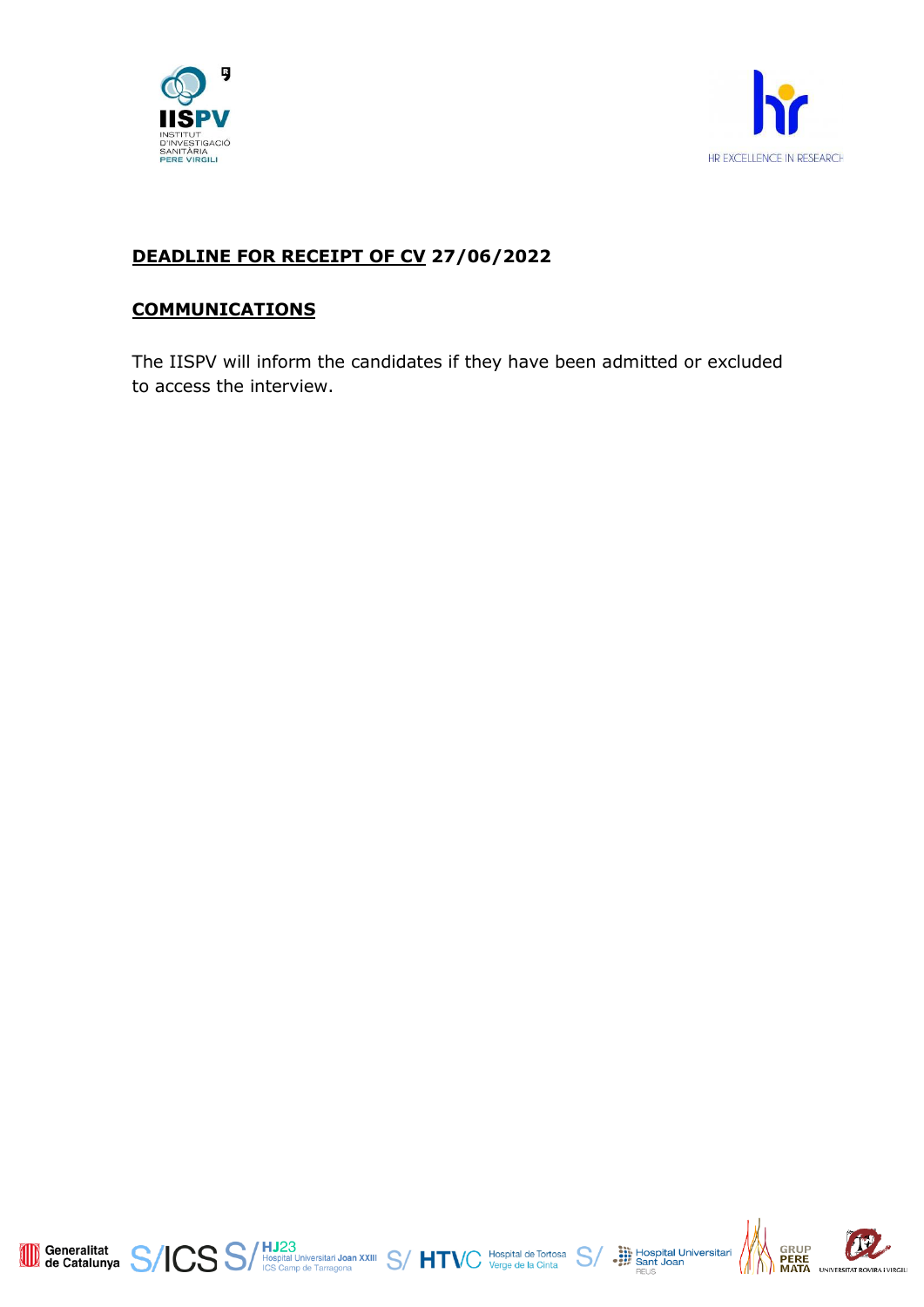**DEADLINE FOR RECEIPT OF CV 27/06/2022**

**COMMUNICATIONS**

The IISPV will inform the candidates if they have been admitted or excluded to access the interview.